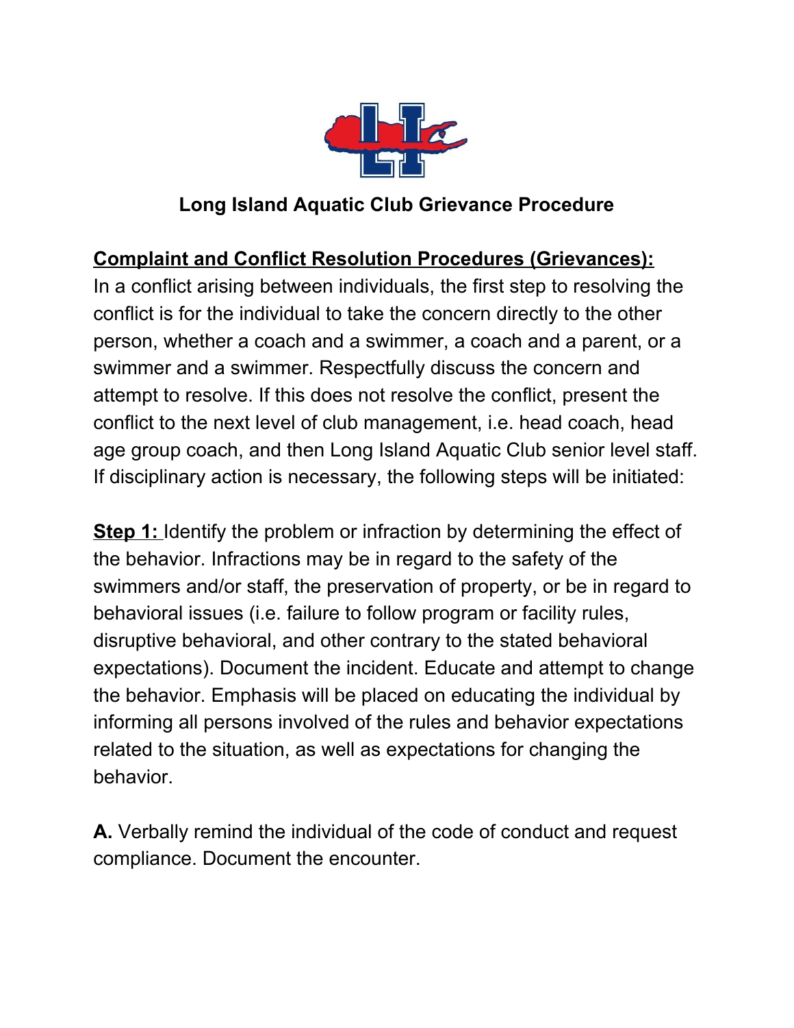# Long Island Aquatic Club Grievance Procedure

**Complaint and Conflict Resolution Procedures (Grievances):**

In a conflict arising between individuals, the first step to resolving the conflict is for the individual to take the concern directly to the other person, whether a coach and a swimmer, a coach and a parent, or a swimmer and a swimmer. Respectfully discuss the concern and attempt to resolve. If this does not resolve the conflict, present the conflict to the next level of club management, i.e. head coach, head age group coach, and then Long Island Aquatic Club senior level staff. If disciplinary action is necessary, the following steps will be initiated:

**Step 1:** Identify the problem or infraction by determining the effect of the behavior. Infractions may be in regard to the safety of the swimmers and/or staff, the preservation of property, or be in regard to behavioral issues (i.e. failure to follow program or facility rules, disruptive behavioral, and other contrary to the stated behavioral expectations). Document the incident. Educate and attempt to change the behavior. Emphasis will be placed on educating the individual by informing all persons involved of the rules and behavior expectations related to the situation, as well as expectations for changing the behavior.

**A.** Verbally remind the individual of the code of conduct and request compliance. Document the encounter.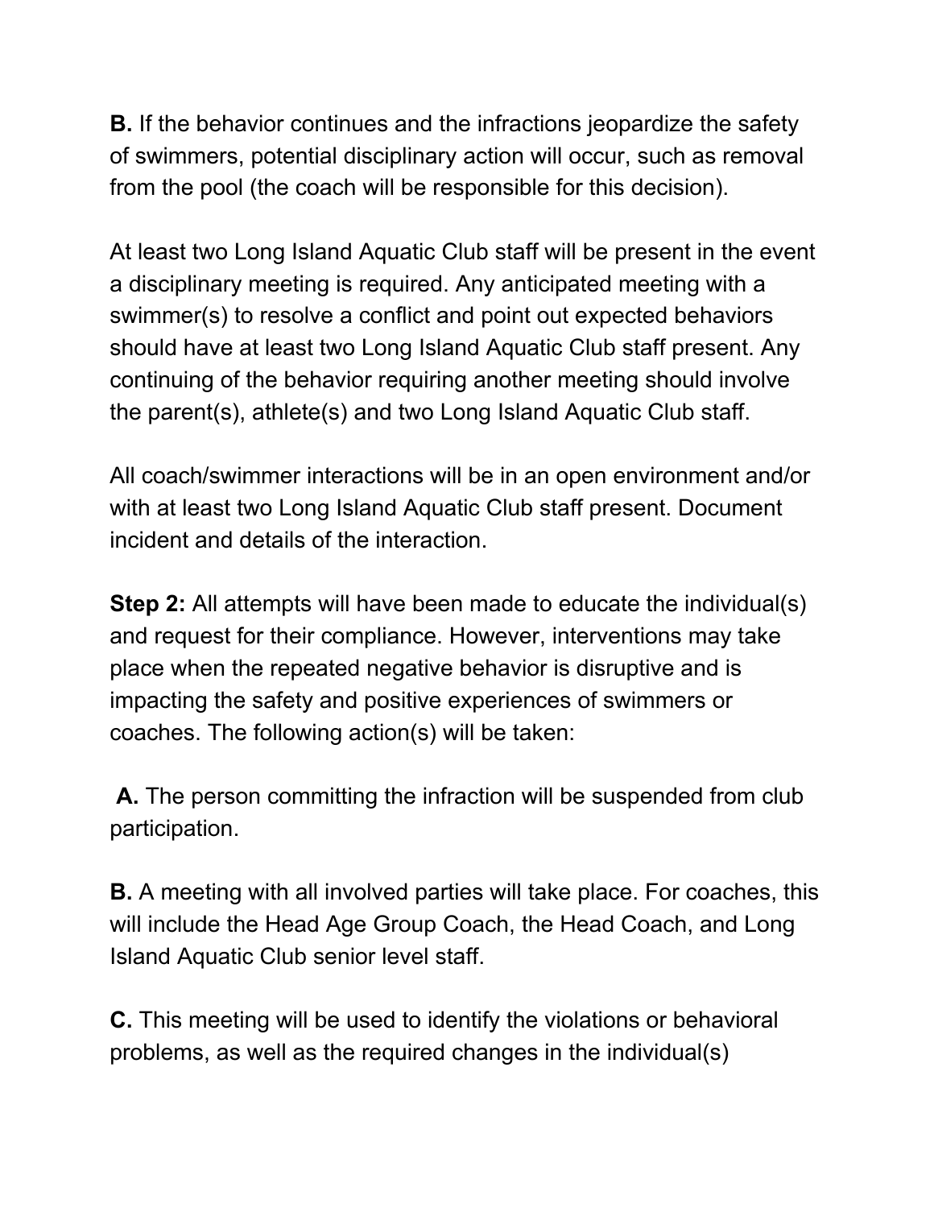**B.** If the behavior continues and the infractions jeopardize the safety of swimmers, potential disciplinary action will occur, such as removal from the pool (the coach will be responsible for this decision).

At least two Long Island Aquatic Club staff will be present in the event a disciplinary meeting is required. Any anticipated meeting with a swimmer(s) to resolve a conflict and point out expected behaviors should have at least two Long Island Aquatic Club staff present. Any continuing of the behavior requiring another meeting should involve the parent(s), athlete(s) and two Long Island Aquatic Club staff.

All coach/swimmer interactions will be in an open environment and/or with at least two Long Island Aquatic Club staff present. Document incident and details of the interaction.

**Step 2:** All attempts will have been made to educate the individual(s) and request for their compliance. However, interventions may take place when the repeated negative behavior is disruptive and is impacting the safety and positive experiences of swimmers or coaches. The following action(s) will be taken:

**A.** The person committing the infraction will be suspended from club participation.

**B.** A meeting with all involved parties will take place. For coaches, this will include the Head Age Group Coach, the Head Coach, and Long Island Aquatic Club senior level staff.

**C.** This meeting will be used to identify the violations or behavioral problems, as well as the required changes in the individual(s)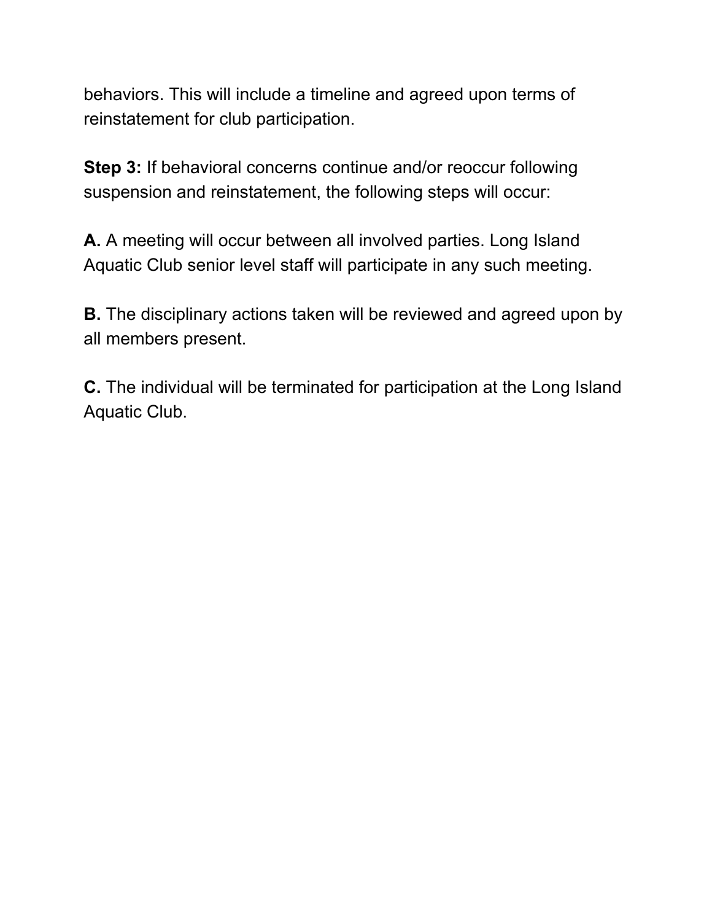behaviors. This will include a timeline and agreed upon terms of reinstatement for club participation.

**Step 3:** If behavioral concerns continue and/or reoccur following suspension and reinstatement, the following steps will occur:

**A.** A meeting will occur between all involved parties. Long Island Aquatic Club senior level staff will participate in any such meeting.

**B.** The disciplinary actions taken will be reviewed and agreed upon by all members present.

**C.** The individual will be terminated for participation at the Long Island Aquatic Club.